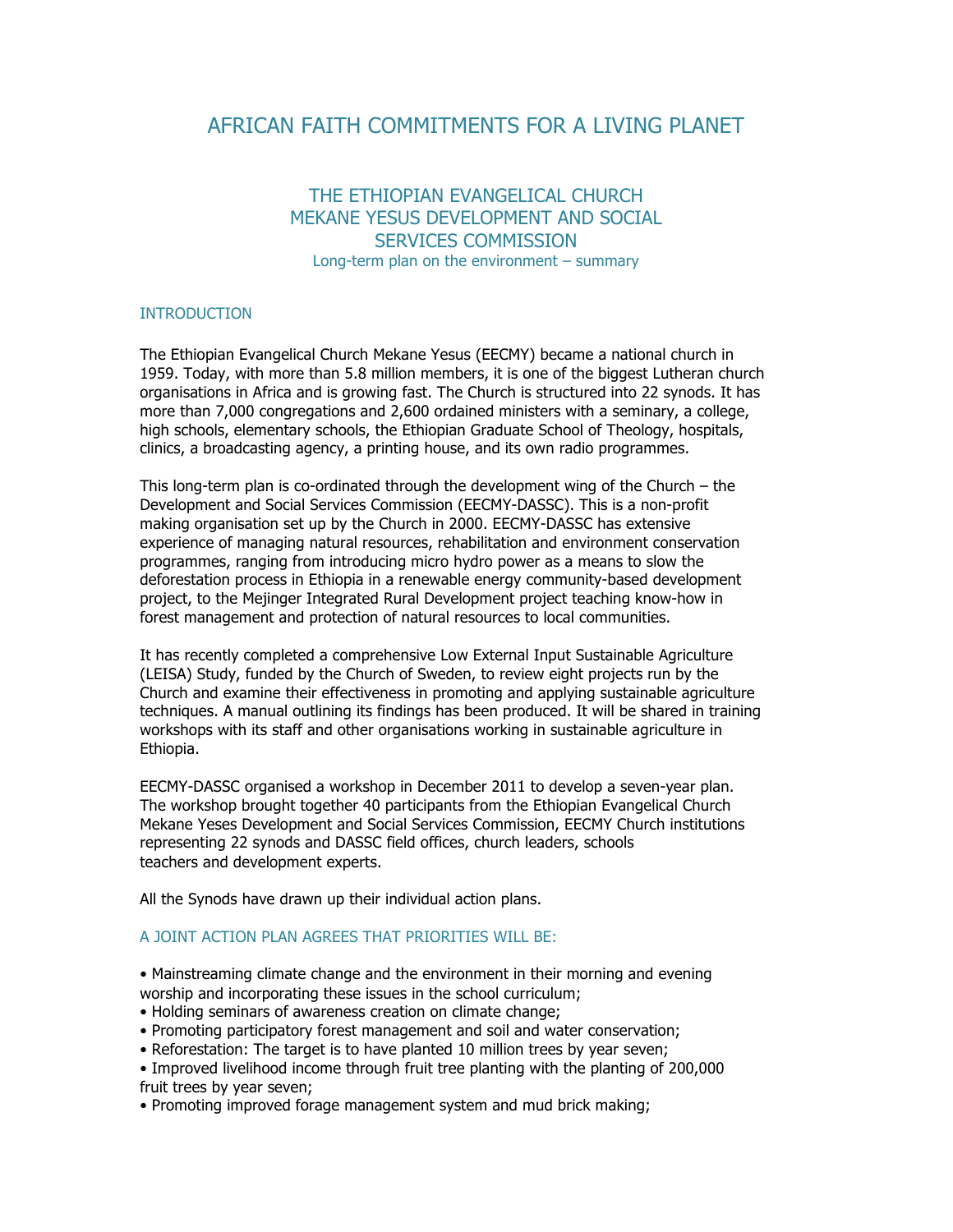# AFRICAN FAITH COMMITMENTS FOR A LIVING PLANET

## THE ETHIOPIAN EVANGELICAL CHURCH MEKANE YESUS DEVELOPMENT AND SOCIAL SERVICES COMMISSION

Long-term plan on the environment – summary

### INTRODUCTION

The Ethiopian Evangelical Church Mekane Yesus (EECMY) became a national church in 1959. Today, with more than 5.8 million members, it is one of the biggest Lutheran church organisations in Africa and is growing fast. The Church is structured into 22 synods. It has more than 7,000 congregations and 2,600 ordained ministers with a seminary, a college, high schools, elementary schools, the Ethiopian Graduate School of Theology, hospitals, clinics, a broadcasting agency, a printing house, and its own radio programmes.

This long-term plan is co-ordinated through the development wing of the Church – the Development and Social Services Commission (EECMY-DASSC). This is a non-profit making organisation set up by the Church in 2000. EECMY-DASSC has extensive experience of managing natural resources, rehabilitation and environment conservation programmes, ranging from introducing micro hydro power as a means to slow the deforestation process in Ethiopia in a renewable energy community-based development project, to the Mejinger Integrated Rural Development project teaching know-how in forest management and protection of natural resources to local communities.

It has recently completed a comprehensive Low External Input Sustainable Agriculture (LEISA) Study, funded by the Church of Sweden, to review eight projects run by the Church and examine their effectiveness in promoting and applying sustainable agriculture techniques. A manual outlining its findings has been produced. It will be shared in training workshops with its staff and other organisations working in sustainable agriculture in Ethiopia.

EECMY-DASSC organised a workshop in December 2011 to develop a seven-year plan. The workshop brought together 40 participants from the Ethiopian Evangelical Church Mekane Yeses Development and Social Services Commission, EECMY Church institutions representing 22 synods and DASSC field offices, church leaders, schools teachers and development experts.

All the Synods have drawn up their individual action plans.

### A JOINT ACTION PLAN AGREES THAT PRIORITIES WILL BE:

- Mainstreaming climate change and the environment in their morning and evening worship and incorporating these issues in the school curriculum;
- Holding seminars of awareness creation on climate change;
- Promoting participatory forest management and soil and water conservation;
- Reforestation: The target is to have planted 10 million trees by year seven;
- Improved livelihood income through fruit tree planting with the planting of 200,000 fruit trees by year seven;
- Promoting improved forage management system and mud brick making;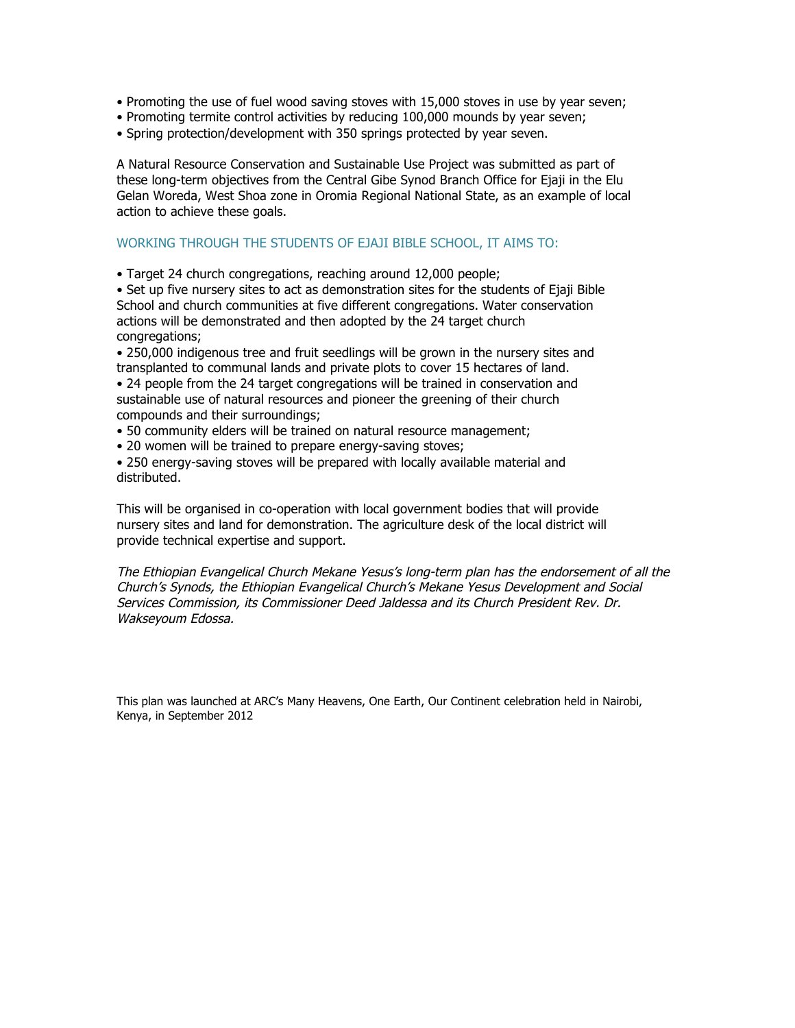- Promoting the use of fuel wood saving stoves with 15,000 stoves in use by year seven;
- Promoting termite control activities by reducing 100,000 mounds by year seven;
- Spring protection/development with 350 springs protected by year seven.

A Natural Resource Conservation and Sustainable Use Project was submitted as part of these long-term objectives from the Central Gibe Synod Branch Office for Ejaji in the Elu Gelan Woreda, West Shoa zone in Oromia Regional National State, as an example of local action to achieve these goals.

## WORKING THROUGH THE STUDENTS OF EJAJI BIBLE SCHOOL, IT AIMS TO:

- Target 24 church congregations, reaching around 12,000 people;
- Set up five nursery sites to act as demonstration sites for the students of Ejaji Bible School and church communities at five different congregations. Water conservation actions will be demonstrated and then adopted by the 24 target church congregations;
- 250,000 indigenous tree and fruit seedlings will be grown in the nursery sites and transplanted to communal lands and private plots to cover 15 hectares of land.
- 24 people from the 24 target congregations will be trained in conservation and sustainable use of natural resources and pioneer the greening of their church compounds and their surroundings;
- 50 community elders will be trained on natural resource management;
- 20 women will be trained to prepare energy-saving stoves;
- 250 energy-saving stoves will be prepared with locally available material and distributed.

This will be organised in co-operation with local government bodies that will provide nursery sites and land for demonstration. The agriculture desk of the local district will provide technical expertise and support.

*The Ethiopian Evangelical Church Mekane Yesus's long-term plan has the endorsement of all the Church's Synods, the Ethiopian Evangelical Church's Mekane Yesus Development and Social Services Commission, its Commissioner Deed Jaldessa and its Church President Rev. Dr. Wakseyoum Edossa.*

This plan was launched at ARC's Many Heavens, One Earth, Our Continent celebration held in Nairobi, Kenya, in September 2012